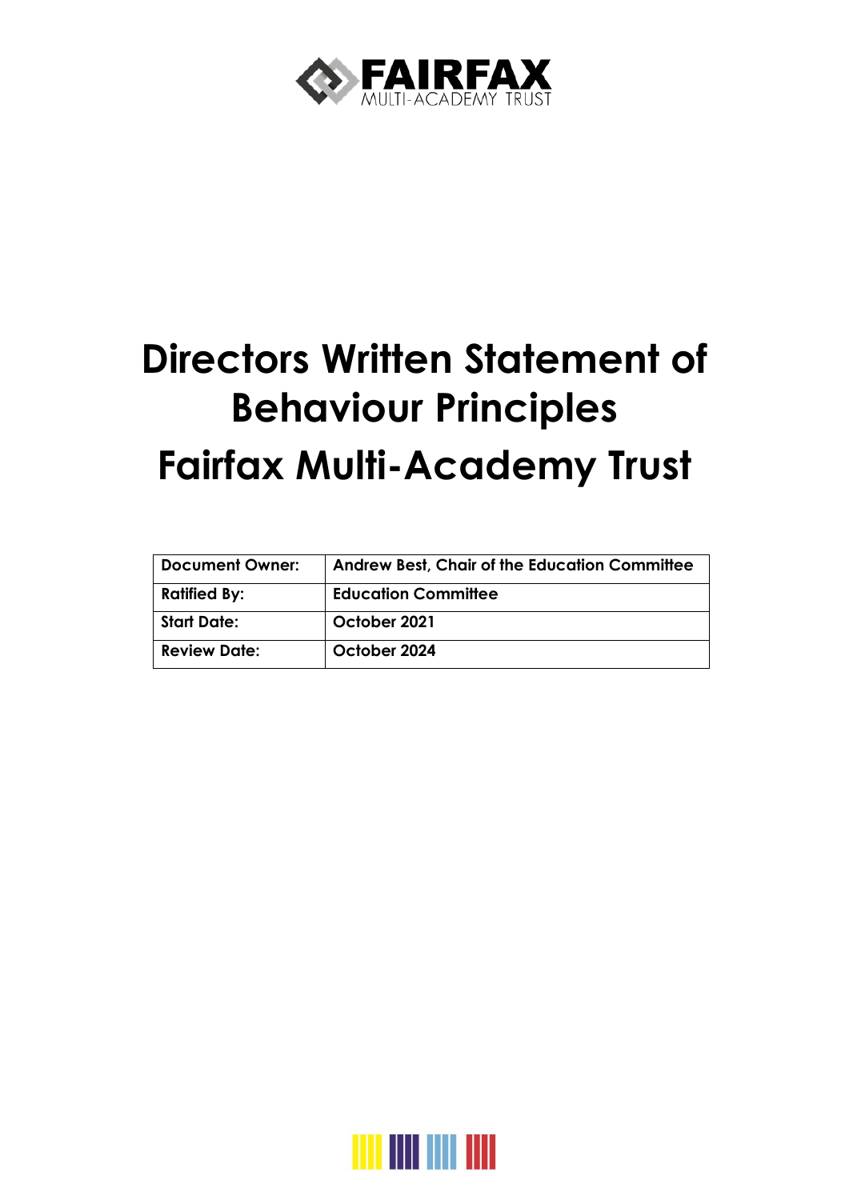# Directors Written Statement of Behaviour Principles

# Fairfax Multi-Academy Trust

| Document Owner: | Andrew Best, Chair of the Education Committee |
|---|---|
| Ratified By: | Education Committee |
| Start Date: | October 2021 |
| Review Date: | October 2024 |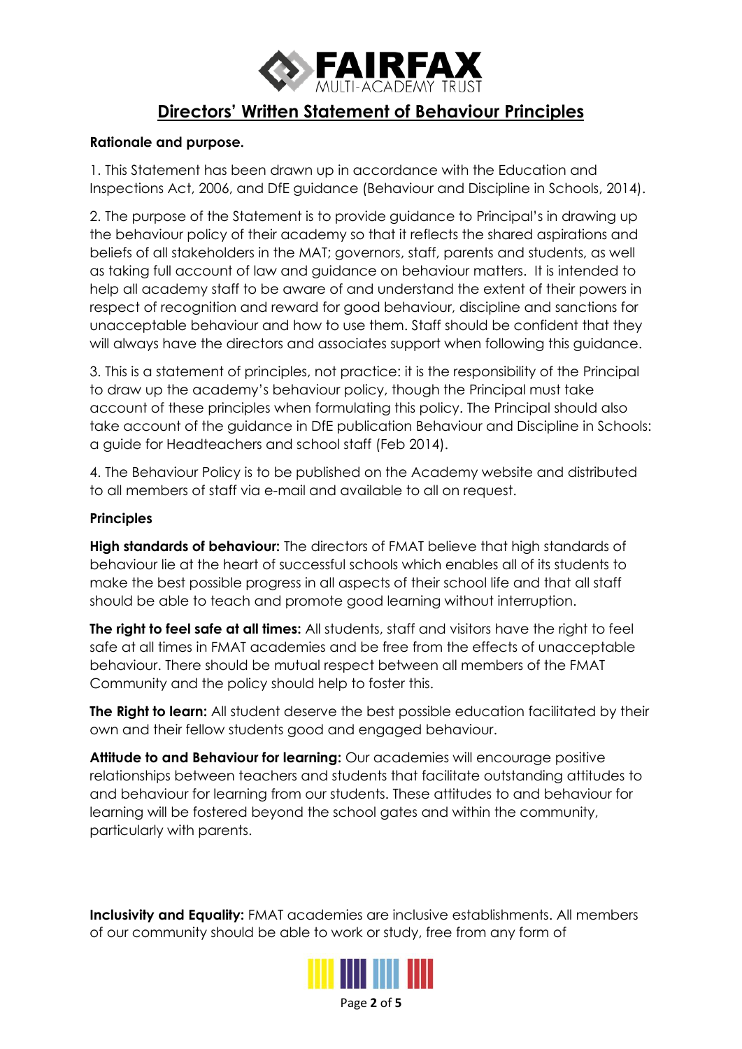# Directors' Written Statement of Behaviour Principles

**Rationale and purpose.**

1. This Statement has been drawn up in accordance with the Education and Inspections Act, 2006, and DfE guidance (Behaviour and Discipline in Schools, 2014).

2. The purpose of the Statement is to provide guidance to Principal's in drawing up the behaviour policy of their academy so that it reflects the shared aspirations and beliefs of all stakeholders in the MAT; governors, staff, parents and students, as well as taking full account of law and guidance on behaviour matters. It is intended to help all academy staff to be aware of and understand the extent of their powers in respect of recognition and reward for good behaviour, discipline and sanctions for unacceptable behaviour and how to use them. Staff should be confident that they will always have the directors and associates support when following this guidance.

3. This is a statement of principles, not practice: it is the responsibility of the Principal to draw up the academy's behaviour policy, though the Principal must take account of these principles when formulating this policy. The Principal should also take account of the guidance in DfE publication Behaviour and Discipline in Schools: a guide for Headteachers and school staff (Feb 2014).

4. The Behaviour Policy is to be published on the Academy website and distributed to all members of staff via e-mail and available to all on request.

**Principles**

**High standards of behaviour:** The directors of FMAT believe that high standards of behaviour lie at the heart of successful schools which enables all of its students to make the best possible progress in all aspects of their school life and that all staff should be able to teach and promote good learning without interruption.

**The right to feel safe at all times:** All students, staff and visitors have the right to feel safe at all times in FMAT academies and be free from the effects of unacceptable behaviour. There should be mutual respect between all members of the FMAT Community and the policy should help to foster this.

**The Right to learn:** All student deserve the best possible education facilitated by their own and their fellow students good and engaged behaviour.

**Attitude to and Behaviour for learning:** Our academies will encourage positive relationships between teachers and students that facilitate outstanding attitudes to and behaviour for learning from our students. These attitudes to and behaviour for learning will be fostered beyond the school gates and within the community, particularly with parents.

**Inclusivity and Equality:** FMAT academies are inclusive establishments. All members of our community should be able to work or study, free from any form of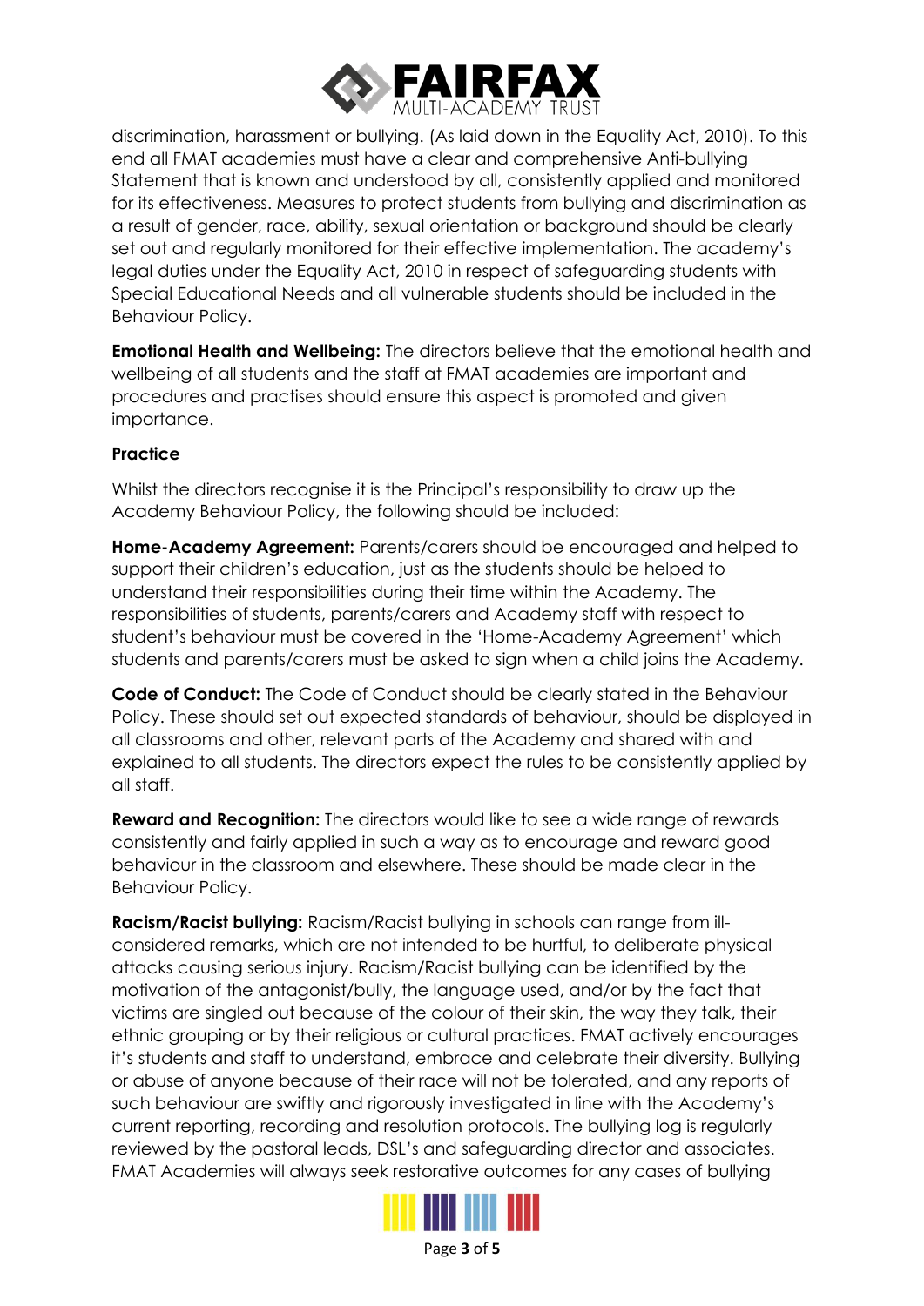discrimination, harassment or bullying. (As laid down in the Equality Act, 2010). To this end all FMAT academies must have a clear and comprehensive Anti-bullying Statement that is known and understood by all, consistently applied and monitored for its effectiveness. Measures to protect students from bullying and discrimination as a result of gender, race, ability, sexual orientation or background should be clearly set out and regularly monitored for their effective implementation. The academy's legal duties under the Equality Act, 2010 in respect of safeguarding students with Special Educational Needs and all vulnerable students should be included in the Behaviour Policy.

**Emotional Health and Wellbeing:** The directors believe that the emotional health and wellbeing of all students and the staff at FMAT academies are important and procedures and practises should ensure this aspect is promoted and given importance.

**Practice**

Whilst the directors recognise it is the Principal's responsibility to draw up the Academy Behaviour Policy, the following should be included:

**Home-Academy Agreement:** Parents/carers should be encouraged and helped to support their children's education, just as the students should be helped to understand their responsibilities during their time within the Academy. The responsibilities of students, parents/carers and Academy staff with respect to student's behaviour must be covered in the 'Home-Academy Agreement' which students and parents/carers must be asked to sign when a child joins the Academy.

**Code of Conduct:** The Code of Conduct should be clearly stated in the Behaviour Policy. These should set out expected standards of behaviour, should be displayed in all classrooms and other, relevant parts of the Academy and shared with and explained to all students. The directors expect the rules to be consistently applied by all staff.

**Reward and Recognition:** The directors would like to see a wide range of rewards consistently and fairly applied in such a way as to encourage and reward good behaviour in the classroom and elsewhere. These should be made clear in the Behaviour Policy.

**Racism/Racist bullying:** Racism/Racist bullying in schools can range from ill-considered remarks, which are not intended to be hurtful, to deliberate physical attacks causing serious injury. Racism/Racist bullying can be identified by the motivation of the antagonist/bully, the language used, and/or by the fact that victims are singled out because of the colour of their skin, the way they talk, their ethnic grouping or by their religious or cultural practices. FMAT actively encourages it's students and staff to understand, embrace and celebrate their diversity. Bullying or abuse of anyone because of their race will not be tolerated, and any reports of such behaviour are swiftly and rigorously investigated in line with the Academy's current reporting, recording and resolution protocols. The bullying log is regularly reviewed by the pastoral leads, DSL's and safeguarding director and associates. FMAT Academies will always seek restorative outcomes for any cases of bullying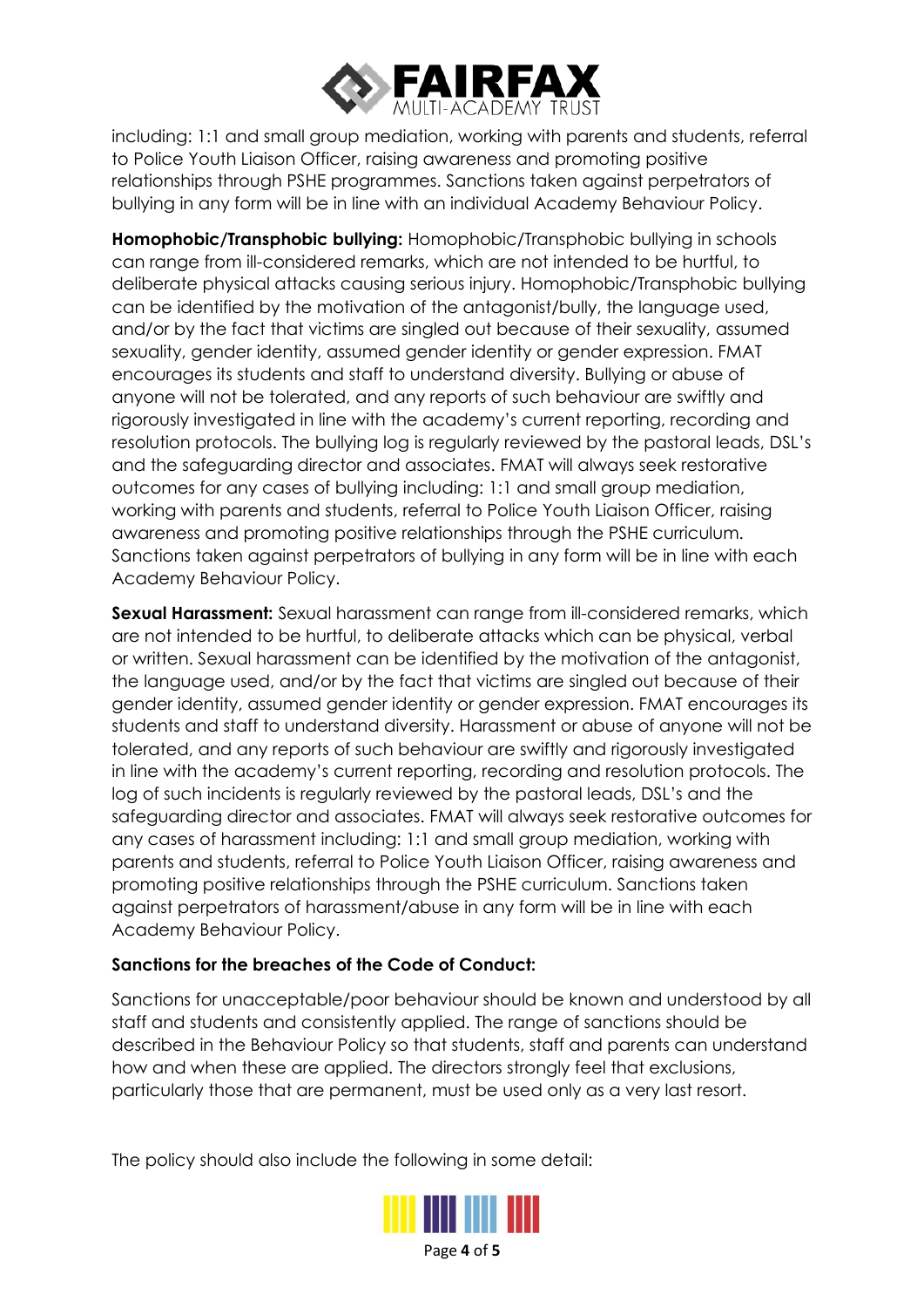including: 1:1 and small group mediation, working with parents and students, referral to Police Youth Liaison Officer, raising awareness and promoting positive relationships through PSHE programmes. Sanctions taken against perpetrators of bullying in any form will be in line with an individual Academy Behaviour Policy.

**Homophobic/Transphobic bullying:** Homophobic/Transphobic bullying in schools can range from ill-considered remarks, which are not intended to be hurtful, to deliberate physical attacks causing serious injury. Homophobic/Transphobic bullying can be identified by the motivation of the antagonist/bully, the language used, and/or by the fact that victims are singled out because of their sexuality, assumed sexuality, gender identity, assumed gender identity or gender expression. FMAT encourages its students and staff to understand diversity. Bullying or abuse of anyone will not be tolerated, and any reports of such behaviour are swiftly and rigorously investigated in line with the academy's current reporting, recording and resolution protocols. The bullying log is regularly reviewed by the pastoral leads, DSL's and the safeguarding director and associates. FMAT will always seek restorative outcomes for any cases of bullying including: 1:1 and small group mediation, working with parents and students, referral to Police Youth Liaison Officer, raising awareness and promoting positive relationships through the PSHE curriculum. Sanctions taken against perpetrators of bullying in any form will be in line with each Academy Behaviour Policy.

**Sexual Harassment:** Sexual harassment can range from ill-considered remarks, which are not intended to be hurtful, to deliberate attacks which can be physical, verbal or written. Sexual harassment can be identified by the motivation of the antagonist, the language used, and/or by the fact that victims are singled out because of their gender identity, assumed gender identity or gender expression. FMAT encourages its students and staff to understand diversity. Harassment or abuse of anyone will not be tolerated, and any reports of such behaviour are swiftly and rigorously investigated in line with the academy's current reporting, recording and resolution protocols. The log of such incidents is regularly reviewed by the pastoral leads, DSL's and the safeguarding director and associates. FMAT will always seek restorative outcomes for any cases of harassment including: 1:1 and small group mediation, working with parents and students, referral to Police Youth Liaison Officer, raising awareness and promoting positive relationships through the PSHE curriculum. Sanctions taken against perpetrators of harassment/abuse in any form will be in line with each Academy Behaviour Policy.

**Sanctions for the breaches of the Code of Conduct:**

Sanctions for unacceptable/poor behaviour should be known and understood by all staff and students and consistently applied. The range of sanctions should be described in the Behaviour Policy so that students, staff and parents can understand how and when these are applied. The directors strongly feel that exclusions, particularly those that are permanent, must be used only as a very last resort.

The policy should also include the following in some detail: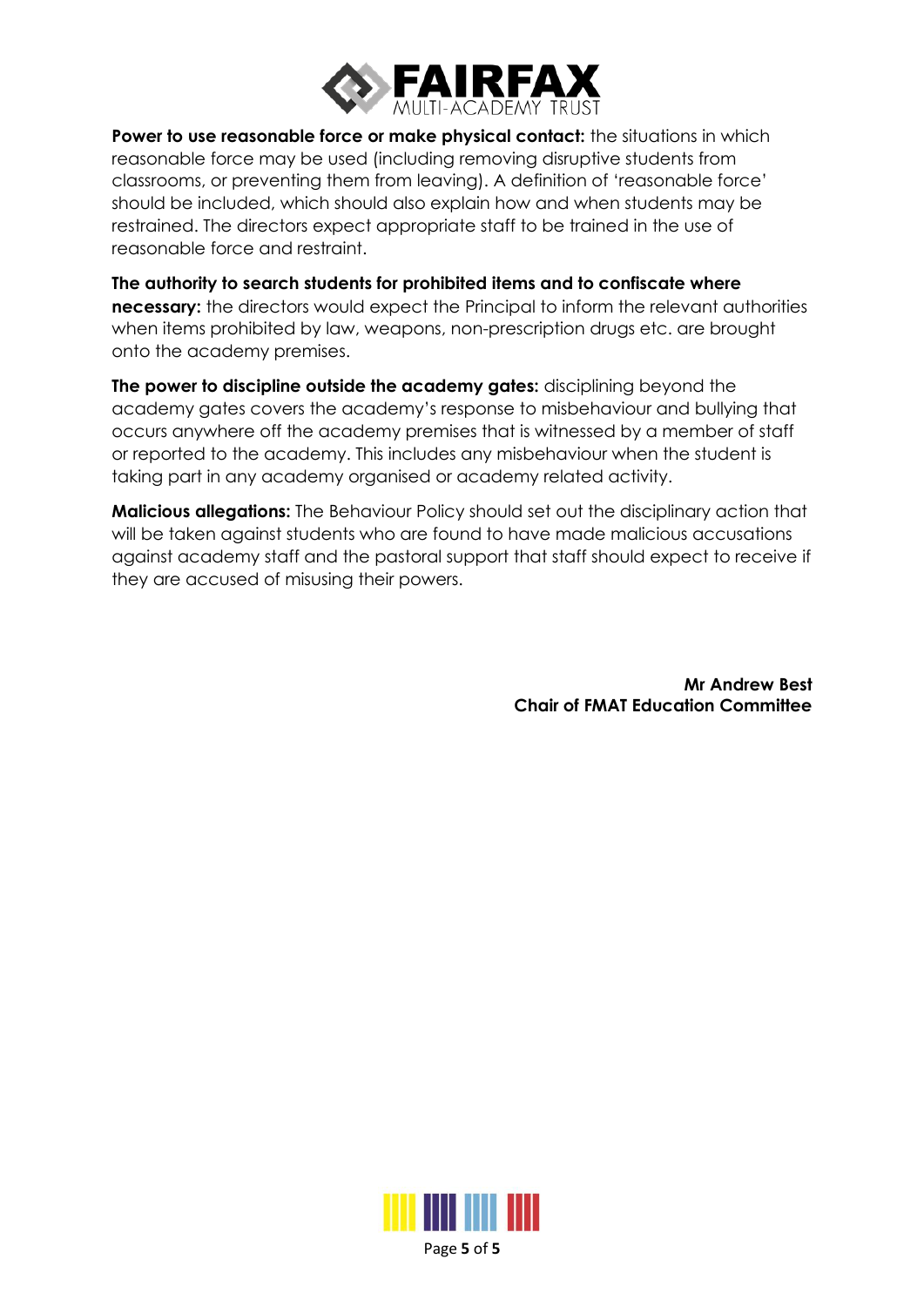**Power to use reasonable force or make physical contact:** the situations in which reasonable force may be used (including removing disruptive students from classrooms, or preventing them from leaving). A definition of 'reasonable force' should be included, which should also explain how and when students may be restrained. The directors expect appropriate staff to be trained in the use of reasonable force and restraint.

**The authority to search students for prohibited items and to confiscate where necessary:** the directors would expect the Principal to inform the relevant authorities when items prohibited by law, weapons, non-prescription drugs etc. are brought onto the academy premises.

**The power to discipline outside the academy gates:** disciplining beyond the academy gates covers the academy's response to misbehaviour and bullying that occurs anywhere off the academy premises that is witnessed by a member of staff or reported to the academy. This includes any misbehaviour when the student is taking part in any academy organised or academy related activity.

**Malicious allegations:** The Behaviour Policy should set out the disciplinary action that will be taken against students who are found to have made malicious accusations against academy staff and the pastoral support that staff should expect to receive if they are accused of misusing their powers.

**Mr Andrew Best**
**Chair of FMAT Education Committee**